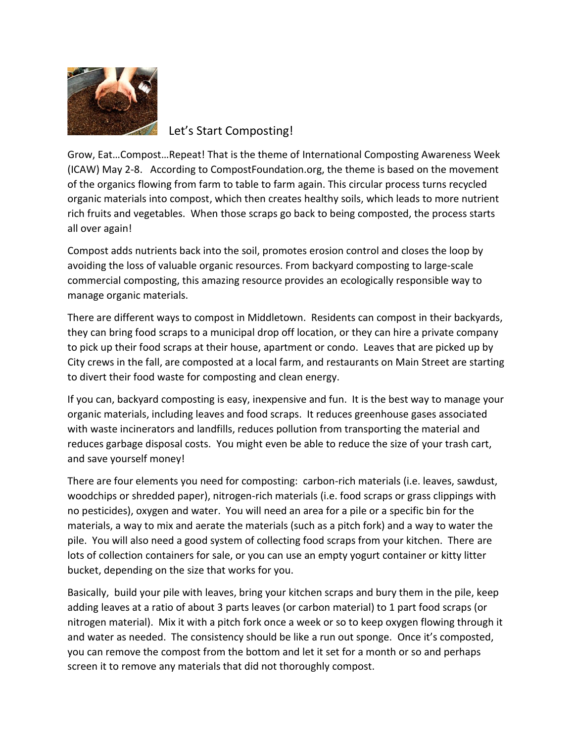# Let's Start Composting!

Grow, Eat…Compost…Repeat! That is the theme of International Composting Awareness Week (ICAW) May 2-8. According to CompostFoundation.org, the theme is based on the movement of the organics flowing from farm to table to farm again. This circular process turns recycled organic materials into compost, which then creates healthy soils, which leads to more nutrient rich fruits and vegetables. When those scraps go back to being composted, the process starts all over again!

Compost adds nutrients back into the soil, promotes erosion control and closes the loop by avoiding the loss of valuable organic resources. From backyard composting to large-scale commercial composting, this amazing resource provides an ecologically responsible way to manage organic materials.

There are different ways to compost in Middletown. Residents can compost in their backyards, they can bring food scraps to a municipal drop off location, or they can hire a private company to pick up their food scraps at their house, apartment or condo. Leaves that are picked up by City crews in the fall, are composted at a local farm, and restaurants on Main Street are starting to divert their food waste for composting and clean energy.

If you can, backyard composting is easy, inexpensive and fun. It is the best way to manage your organic materials, including leaves and food scraps. It reduces greenhouse gases associated with waste incinerators and landfills, reduces pollution from transporting the material and reduces garbage disposal costs. You might even be able to reduce the size of your trash cart, and save yourself money!

There are four elements you need for composting: carbon-rich materials (i.e. leaves, sawdust, woodchips or shredded paper), nitrogen-rich materials (i.e. food scraps or grass clippings with no pesticides), oxygen and water. You will need an area for a pile or a specific bin for the materials, a way to mix and aerate the materials (such as a pitch fork) and a way to water the pile. You will also need a good system of collecting food scraps from your kitchen. There are lots of collection containers for sale, or you can use an empty yogurt container or kitty litter bucket, depending on the size that works for you.

Basically, build your pile with leaves, bring your kitchen scraps and bury them in the pile, keep adding leaves at a ratio of about 3 parts leaves (or carbon material) to 1 part food scraps (or nitrogen material). Mix it with a pitch fork once a week or so to keep oxygen flowing through it and water as needed. The consistency should be like a run out sponge. Once it's composted, you can remove the compost from the bottom and let it set for a month or so and perhaps screen it to remove any materials that did not thoroughly compost.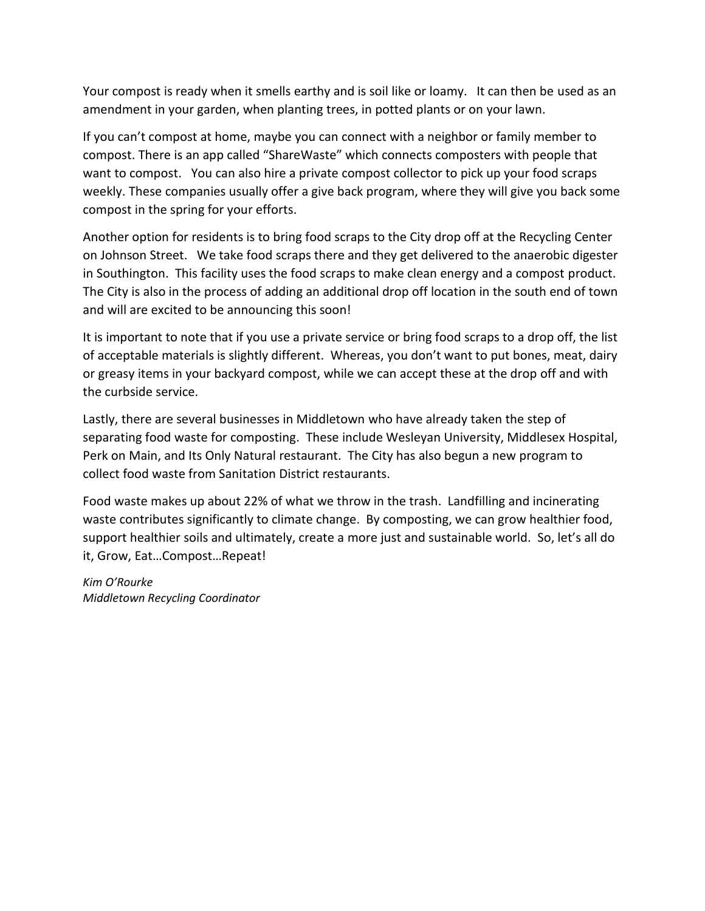Your compost is ready when it smells earthy and is soil like or loamy. It can then be used as an amendment in your garden, when planting trees, in potted plants or on your lawn.

If you can't compost at home, maybe you can connect with a neighbor or family member to compost. There is an app called "ShareWaste" which connects composters with people that want to compost. You can also hire a private compost collector to pick up your food scraps weekly. These companies usually offer a give back program, where they will give you back some compost in the spring for your efforts.

Another option for residents is to bring food scraps to the City drop off at the Recycling Center on Johnson Street. We take food scraps there and they get delivered to the anaerobic digester in Southington. This facility uses the food scraps to make clean energy and a compost product. The City is also in the process of adding an additional drop off location in the south end of town and will are excited to be announcing this soon!

It is important to note that if you use a private service or bring food scraps to a drop off, the list of acceptable materials is slightly different. Whereas, you don't want to put bones, meat, dairy or greasy items in your backyard compost, while we can accept these at the drop off and with the curbside service.

Lastly, there are several businesses in Middletown who have already taken the step of separating food waste for composting. These include Wesleyan University, Middlesex Hospital, Perk on Main, and Its Only Natural restaurant. The City has also begun a new program to collect food waste from Sanitation District restaurants.

Food waste makes up about 22% of what we throw in the trash. Landfilling and incinerating waste contributes significantly to climate change. By composting, we can grow healthier food, support healthier soils and ultimately, create a more just and sustainable world. So, let's all do it, Grow, Eat…Compost…Repeat!

*Kim O'Rourke*
*Middletown Recycling Coordinator*